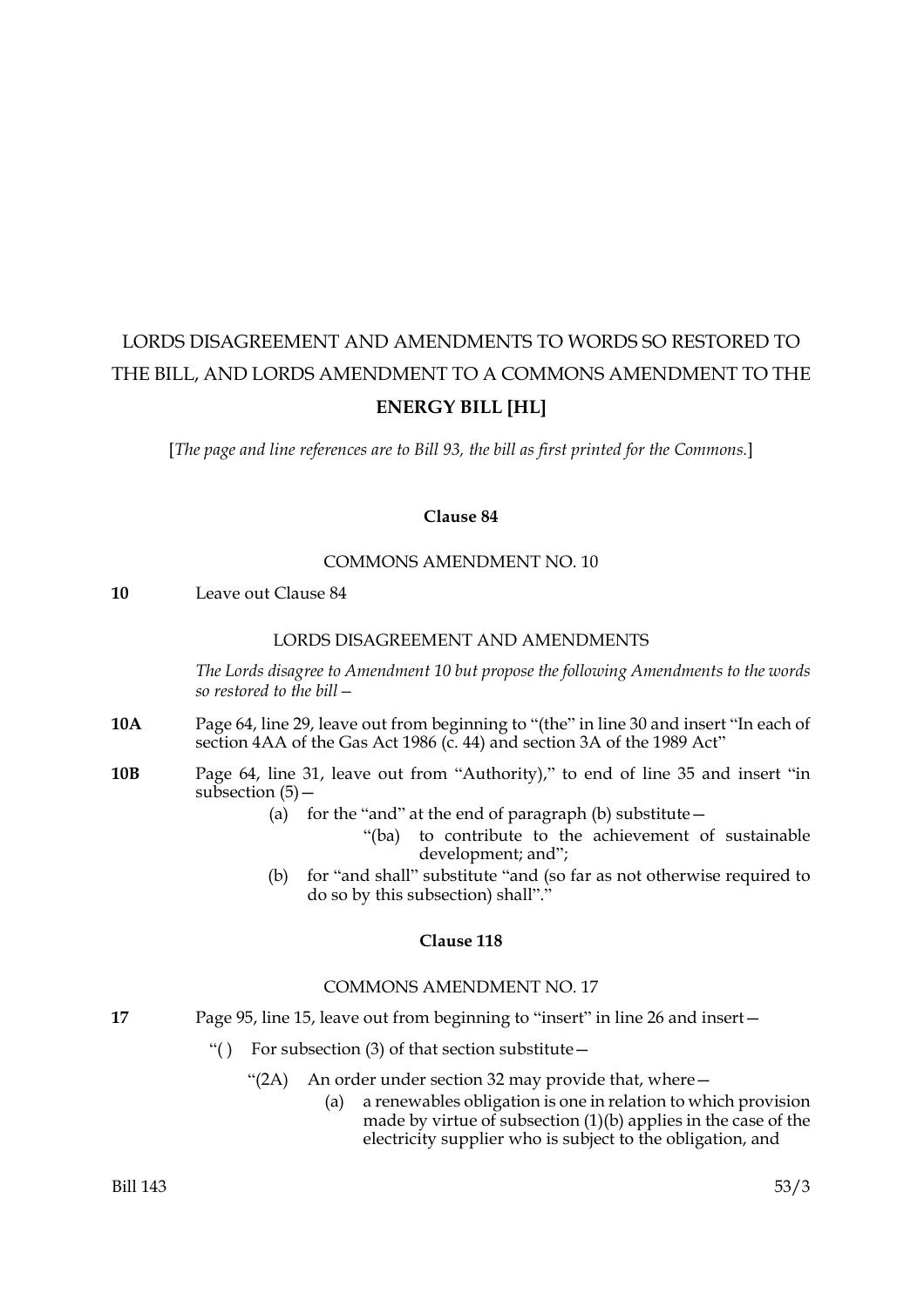# LORDS DISAGREEMENT AND AMENDMENTS TO WORDS SO RESTORED TO THE BILL, AND LORDS AMENDMENT TO A COMMONS AMENDMENT TO THE **ENERGY BILL [HL]**

[*The page and line references are to Bill 93, the bill as first printed for the Commons.*]

### Clause 84

COMMONS AMENDMENT NO. 10

**10** Leave out Clause 84

LORDS DISAGREEMENT AND AMENDMENTS

*The Lords disagree to Amendment 10 but propose the following Amendments to the words so restored to the bill—*

**10A** Page 64, line 29, leave out from beginning to "(the" in line 30 and insert "In each of section 4AA of the Gas Act 1986 (c. 44) and section 3A of the 1989 Act"

**10B** Page 64, line 31, leave out from "Authority)," to end of line 35 and insert "in subsection (5)—

(a) for the "and" at the end of paragraph (b) substitute—

"(ba) to contribute to the achievement of sustainable development; and";

(b) for "and shall" substitute "and (so far as not otherwise required to do so by this subsection) shall"."

### Clause 118

COMMONS AMENDMENT NO. 17

**17** Page 95, line 15, leave out from beginning to "insert" in line 26 and insert—

"( ) For subsection (3) of that section substitute—

"(2A) An order under section 32 may provide that, where—

(a) a renewables obligation is one in relation to which provision made by virtue of subsection (1)(b) applies in the case of the electricity supplier who is subject to the obligation, and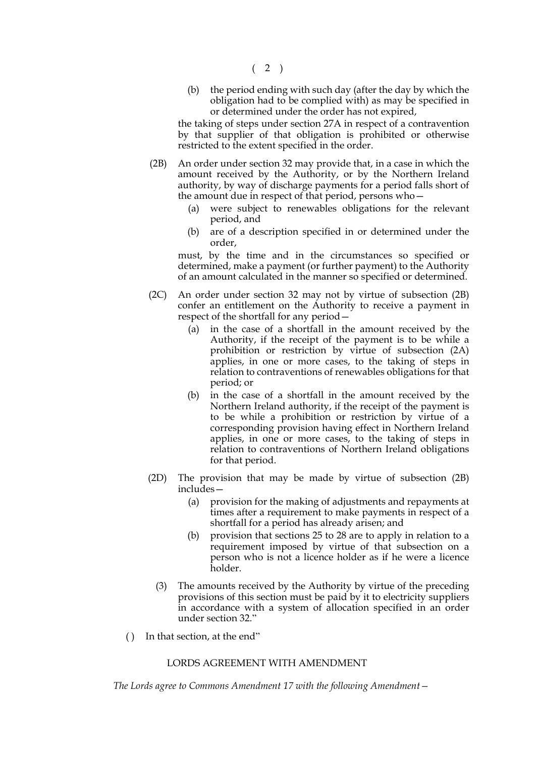(b) the period ending with such day (after the day by which the obligation had to be complied with) as may be specified in or determined under the order has not expired,

the taking of steps under section 27A in respect of a contravention by that supplier of that obligation is prohibited or otherwise restricted to the extent specified in the order.

(2B) An order under section 32 may provide that, in a case in which the amount received by the Authority, or by the Northern Ireland authority, by way of discharge payments for a period falls short of the amount due in respect of that period, persons who—

(a) were subject to renewables obligations for the relevant period, and

(b) are of a description specified in or determined under the order,

must, by the time and in the circumstances so specified or determined, make a payment (or further payment) to the Authority of an amount calculated in the manner so specified or determined.

(2C) An order under section 32 may not by virtue of subsection (2B) confer an entitlement on the Authority to receive a payment in respect of the shortfall for any period—

(a) in the case of a shortfall in the amount received by the Authority, if the receipt of the payment is to be while a prohibition or restriction by virtue of subsection (2A) applies, in one or more cases, to the taking of steps in relation to contraventions of renewables obligations for that period; or

(b) in the case of a shortfall in the amount received by the Northern Ireland authority, if the receipt of the payment is to be while a prohibition or restriction by virtue of a corresponding provision having effect in Northern Ireland applies, in one or more cases, to the taking of steps in relation to contraventions of Northern Ireland obligations for that period.

(2D) The provision that may be made by virtue of subsection (2B) includes—

(a) provision for the making of adjustments and repayments at times after a requirement to make payments in respect of a shortfall for a period has already arisen; and

(b) provision that sections 25 to 28 are to apply in relation to a requirement imposed by virtue of that subsection on a person who is not a licence holder as if he were a licence holder.

(3) The amounts received by the Authority by virtue of the preceding provisions of this section must be paid by it to electricity suppliers in accordance with a system of allocation specified in an order under section 32."

( ) In that section, at the end"

LORDS AGREEMENT WITH AMENDMENT

*The Lords agree to Commons Amendment 17 with the following Amendment—*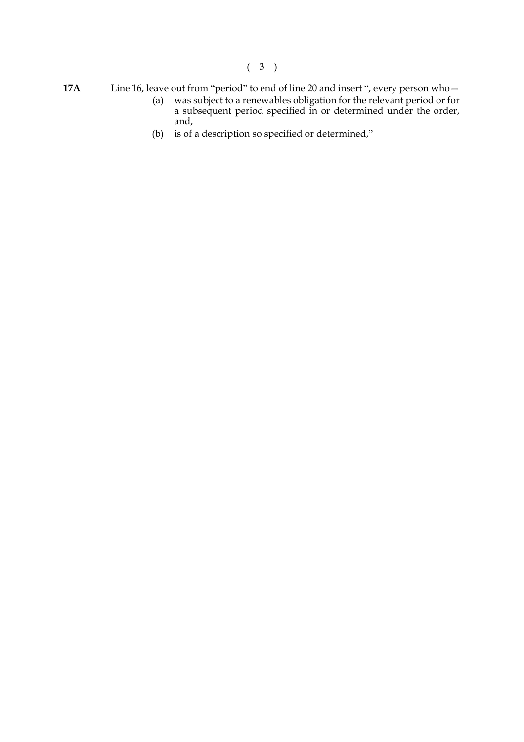**17A** Line 16, leave out from "period" to end of line 20 and insert ", every person who—

(a) was subject to a renewables obligation for the relevant period or for a subsequent period specified in or determined under the order, and,

(b) is of a description so specified or determined,"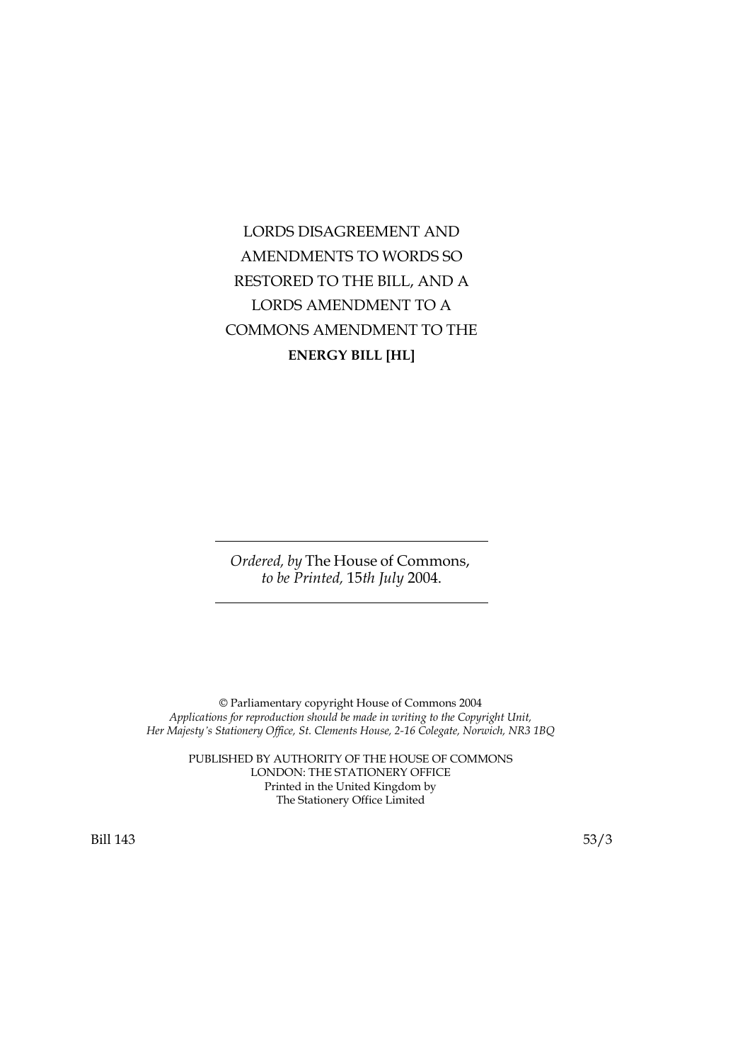LORDS DISAGREEMENT AND AMENDMENTS TO WORDS SO RESTORED TO THE BILL, AND A LORDS AMENDMENT TO A COMMONS AMENDMENT TO THE

**ENERGY BILL [HL]**

---

*Ordered, by* The House of Commons, *to be Printed,* 15*th July* 2004.

---

© Parliamentary copyright House of Commons 2004
*Applications for reproduction should be made in writing to the Copyright Unit, Her Majesty's Stationery Office, St. Clements House, 2-16 Colegate, Norwich, NR3 1BQ*

PUBLISHED BY AUTHORITY OF THE HOUSE OF COMMONS
LONDON: THE STATIONERY OFFICE
Printed in the United Kingdom by
The Stationery Office Limited

Bill 143 53/3